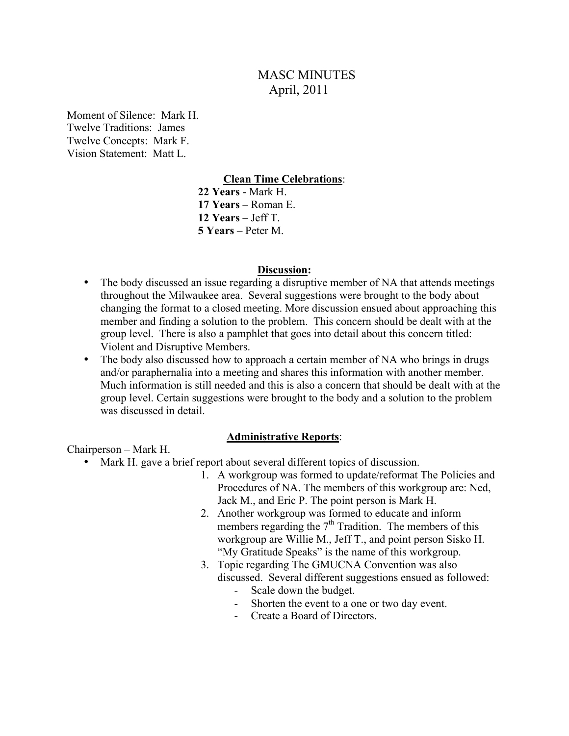# MASC MINUTES
## April, 2011

Moment of Silence: Mark H.
Twelve Traditions: James
Twelve Concepts: Mark F.
Vision Statement: Matt L.

### Clean Time Celebrations:

**22 Years** - Mark H.
**17 Years** – Roman E.
**12 Years** – Jeff T.
**5 Years** – Peter M.

### Discussion:

- The body discussed an issue regarding a disruptive member of NA that attends meetings throughout the Milwaukee area. Several suggestions were brought to the body about changing the format to a closed meeting. More discussion ensued about approaching this member and finding a solution to the problem. This concern should be dealt with at the group level. There is also a pamphlet that goes into detail about this concern titled: Violent and Disruptive Members.
- The body also discussed how to approach a certain member of NA who brings in drugs and/or paraphernalia into a meeting and shares this information with another member. Much information is still needed and this is also a concern that should be dealt with at the group level. Certain suggestions were brought to the body and a solution to the problem was discussed in detail.

### Administrative Reports:

Chairperson – Mark H.

- Mark H. gave a brief report about several different topics of discussion.
  1. A workgroup was formed to update/reformat The Policies and Procedures of NA. The members of this workgroup are: Ned, Jack M., and Eric P. The point person is Mark H.
  2. Another workgroup was formed to educate and inform members regarding the 7th Tradition. The members of this workgroup are Willie M., Jeff T., and point person Sisko H. "My Gratitude Speaks" is the name of this workgroup.
  3. Topic regarding The GMUCNA Convention was also discussed. Several different suggestions ensued as followed:
     - Scale down the budget.
     - Shorten the event to a one or two day event.
     - Create a Board of Directors.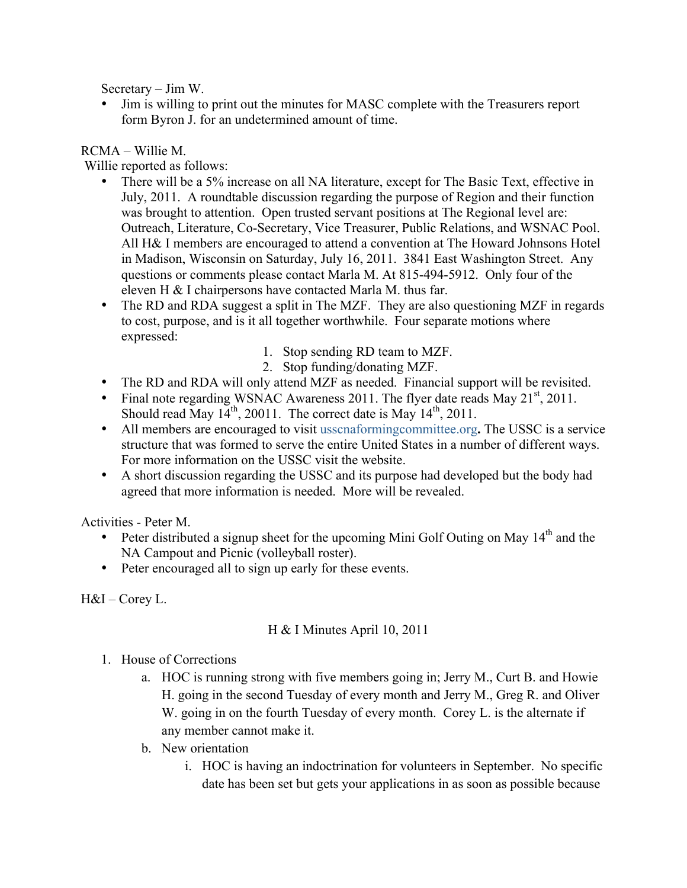Secretary – Jim W.

- Jim is willing to print out the minutes for MASC complete with the Treasurers report form Byron J. for an undetermined amount of time.

RCMA – Willie M.

Willie reported as follows:

- There will be a 5% increase on all NA literature, except for The Basic Text, effective in July, 2011. A roundtable discussion regarding the purpose of Region and their function was brought to attention. Open trusted servant positions at The Regional level are: Outreach, Literature, Co-Secretary, Vice Treasurer, Public Relations, and WSNAC Pool. All H& I members are encouraged to attend a convention at The Howard Johnsons Hotel in Madison, Wisconsin on Saturday, July 16, 2011. 3841 East Washington Street. Any questions or comments please contact Marla M. At 815-494-5912. Only four of the eleven H & I chairpersons have contacted Marla M. thus far.
- The RD and RDA suggest a split in The MZF. They are also questioning MZF in regards to cost, purpose, and is it all together worthwhile. Four separate motions where expressed:
    1. Stop sending RD team to MZF.
    2. Stop funding/donating MZF.
- The RD and RDA will only attend MZF as needed. Financial support will be revisited.
- Final note regarding WSNAC Awareness 2011. The flyer date reads May 21st, 2011. Should read May 14th, 20011. The correct date is May 14th, 2011.
- All members are encouraged to visit usscnaformingcommittee.org**.** The USSC is a service structure that was formed to serve the entire United States in a number of different ways. For more information on the USSC visit the website.
- A short discussion regarding the USSC and its purpose had developed but the body had agreed that more information is needed. More will be revealed.

Activities - Peter M.

- Peter distributed a signup sheet for the upcoming Mini Golf Outing on May 14th and the NA Campout and Picnic (volleyball roster).
- Peter encouraged all to sign up early for these events.

H&I – Corey L.

H & I Minutes April 10, 2011

1. House of Corrections
    a. HOC is running strong with five members going in; Jerry M., Curt B. and Howie H. going in the second Tuesday of every month and Jerry M., Greg R. and Oliver W. going in on the fourth Tuesday of every month. Corey L. is the alternate if any member cannot make it.
    b. New orientation
        i. HOC is having an indoctrination for volunteers in September. No specific date has been set but gets your applications in as soon as possible because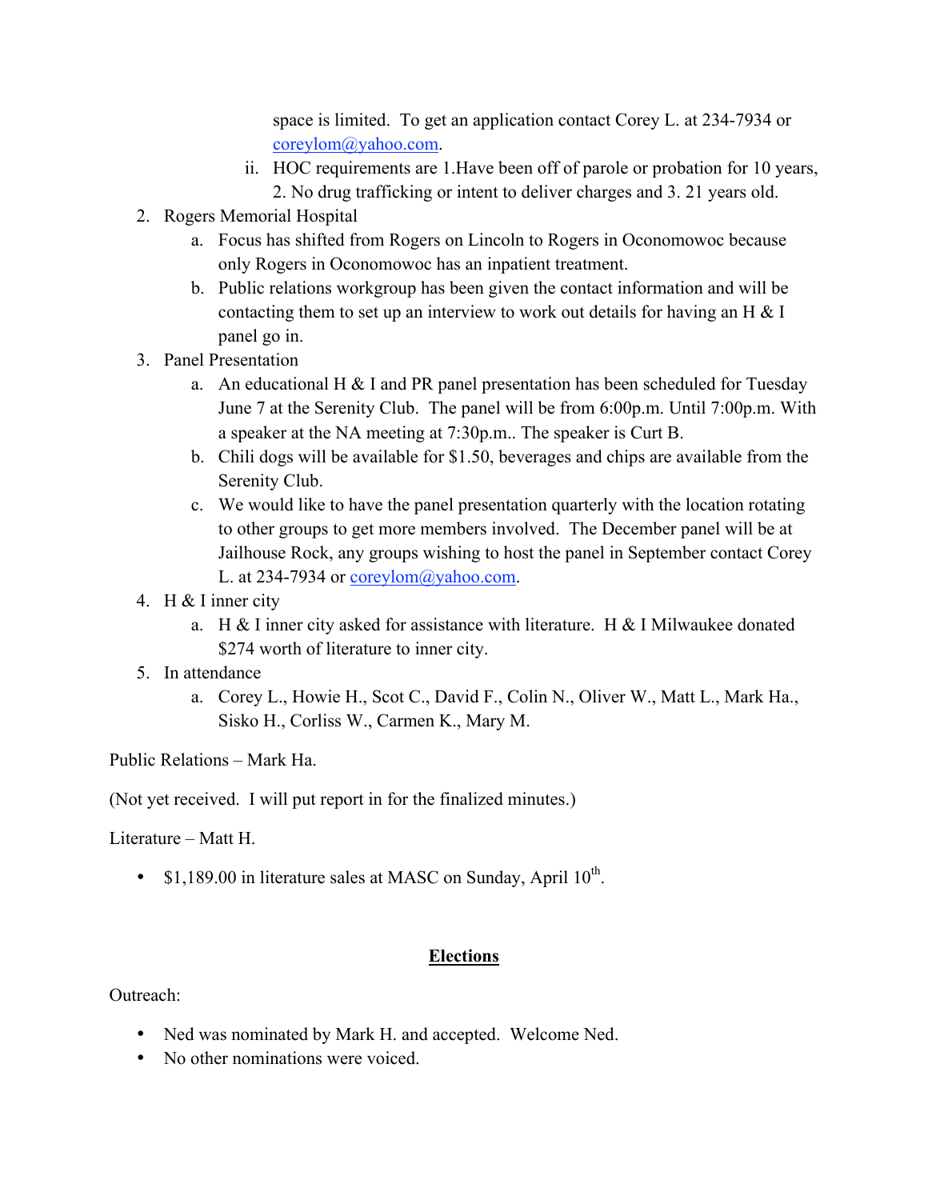space is limited. To get an application contact Corey L. at 234-7934 or coreylom@yahoo.com.

   ii. HOC requirements are 1.Have been off of parole or probation for 10 years, 2. No drug trafficking or intent to deliver charges and 3. 21 years old.

2. Rogers Memorial Hospital
   a. Focus has shifted from Rogers on Lincoln to Rogers in Oconomowoc because only Rogers in Oconomowoc has an inpatient treatment.
   b. Public relations workgroup has been given the contact information and will be contacting them to set up an interview to work out details for having an H & I panel go in.
3. Panel Presentation
   a. An educational H & I and PR panel presentation has been scheduled for Tuesday June 7 at the Serenity Club. The panel will be from 6:00p.m. Until 7:00p.m. With a speaker at the NA meeting at 7:30p.m.. The speaker is Curt B.
   b. Chili dogs will be available for $1.50, beverages and chips are available from the Serenity Club.
   c. We would like to have the panel presentation quarterly with the location rotating to other groups to get more members involved. The December panel will be at Jailhouse Rock, any groups wishing to host the panel in September contact Corey L. at 234-7934 or coreylom@yahoo.com.
4. H & I inner city
   a. H & I inner city asked for assistance with literature. H & I Milwaukee donated $274 worth of literature to inner city.
5. In attendance
   a. Corey L., Howie H., Scot C., David F., Colin N., Oliver W., Matt L., Mark Ha., Sisko H., Corliss W., Carmen K., Mary M.

Public Relations – Mark Ha.

(Not yet received. I will put report in for the finalized minutes.)

Literature – Matt H.

- $1,189.00 in literature sales at MASC on Sunday, April 10th.

## **Elections**

Outreach:

- Ned was nominated by Mark H. and accepted. Welcome Ned.
- No other nominations were voiced.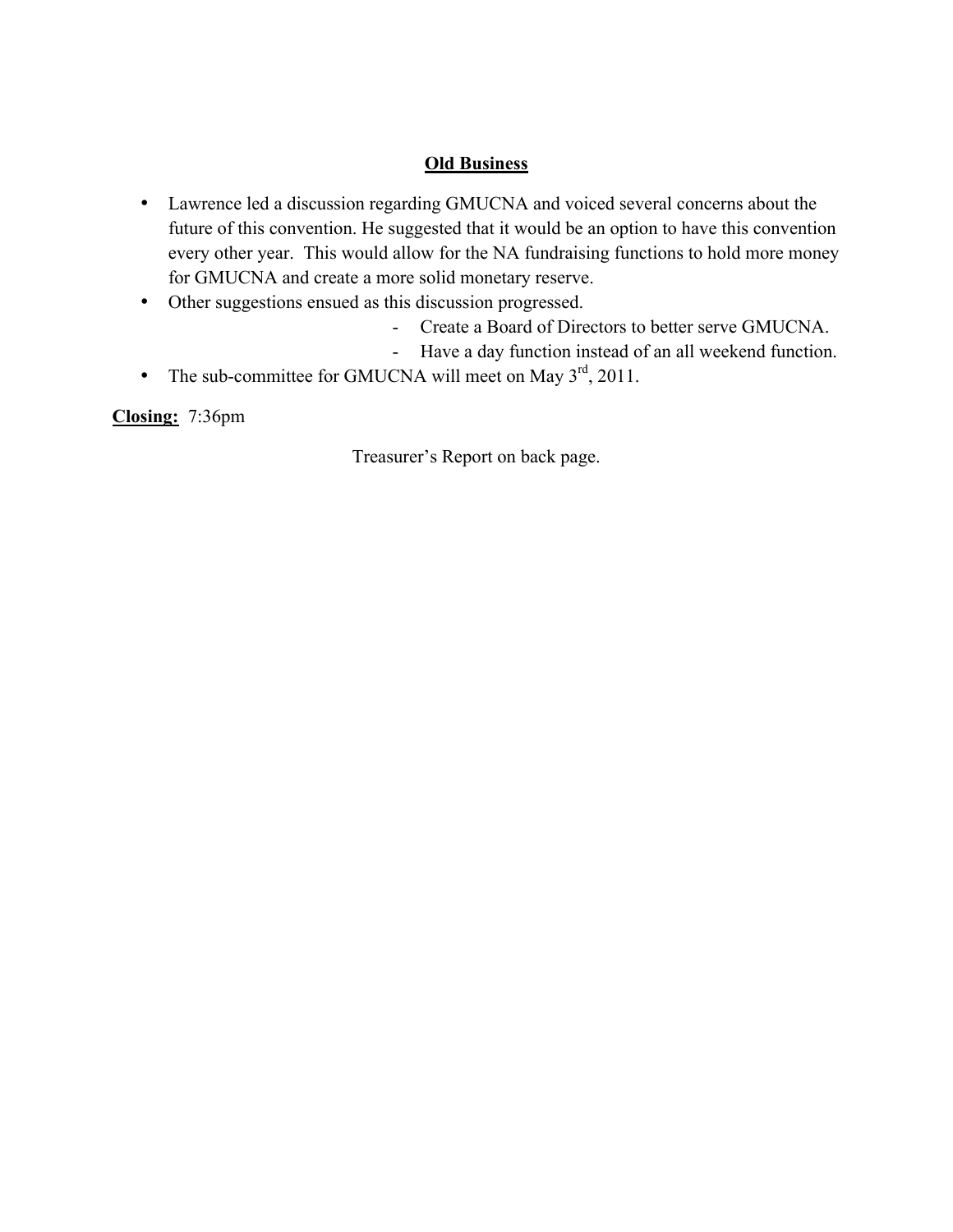## **Old Business**

- Lawrence led a discussion regarding GMUCNA and voiced several concerns about the future of this convention. He suggested that it would be an option to have this convention every other year. This would allow for the NA fundraising functions to hold more money for GMUCNA and create a more solid monetary reserve.
- Other suggestions ensued as this discussion progressed.
  - Create a Board of Directors to better serve GMUCNA.
  - Have a day function instead of an all weekend function.
- The sub-committee for GMUCNA will meet on May 3rd, 2011.

**Closing:** 7:36pm

Treasurer's Report on back page.